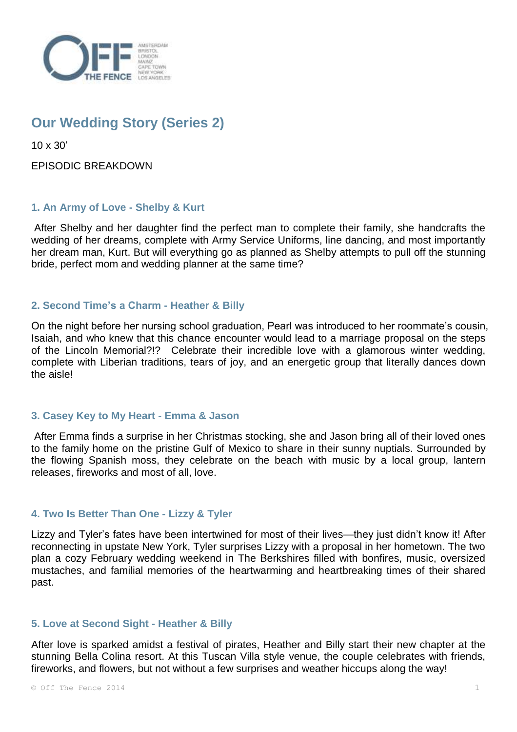## Our Wedding Story (Series 2)

10 x 30'

EPISODIC BREAKDOWN

### 1. An Army of Love - Shelby & Kurt

After Shelby and her daughter find the perfect man to complete their family, she handcrafts the wedding of her dreams, complete with Army Service Uniforms, line dancing, and most importantly her dream man, Kurt. But will everything go as planned as Shelby attempts to pull off the stunning bride, perfect mom and wedding planner at the same time?

### 2. Second Time's a Charm - Heather & Billy

On the night before her nursing school graduation, Pearl was introduced to her roommate's cousin, Isaiah, and who knew that this chance encounter would lead to a marriage proposal on the steps of the Lincoln Memorial?!? Celebrate their incredible love with a glamorous winter wedding, complete with Liberian traditions, tears of joy, and an energetic group that literally dances down the aisle!

### 3. Casey Key to My Heart - Emma & Jason

After Emma finds a surprise in her Christmas stocking, she and Jason bring all of their loved ones to the family home on the pristine Gulf of Mexico to share in their sunny nuptials. Surrounded by the flowing Spanish moss, they celebrate on the beach with music by a local group, lantern releases, fireworks and most of all, love.

### 4. Two Is Better Than One - Lizzy & Tyler

Lizzy and Tyler's fates have been intertwined for most of their lives—they just didn't know it! After reconnecting in upstate New York, Tyler surprises Lizzy with a proposal in her hometown. The two plan a cozy February wedding weekend in The Berkshires filled with bonfires, music, oversized mustaches, and familial memories of the heartwarming and heartbreaking times of their shared past.

### 5. Love at Second Sight - Heather & Billy

After love is sparked amidst a festival of pirates, Heather and Billy start their new chapter at the stunning Bella Colina resort. At this Tuscan Villa style venue, the couple celebrates with friends, fireworks, and flowers, but not without a few surprises and weather hiccups along the way!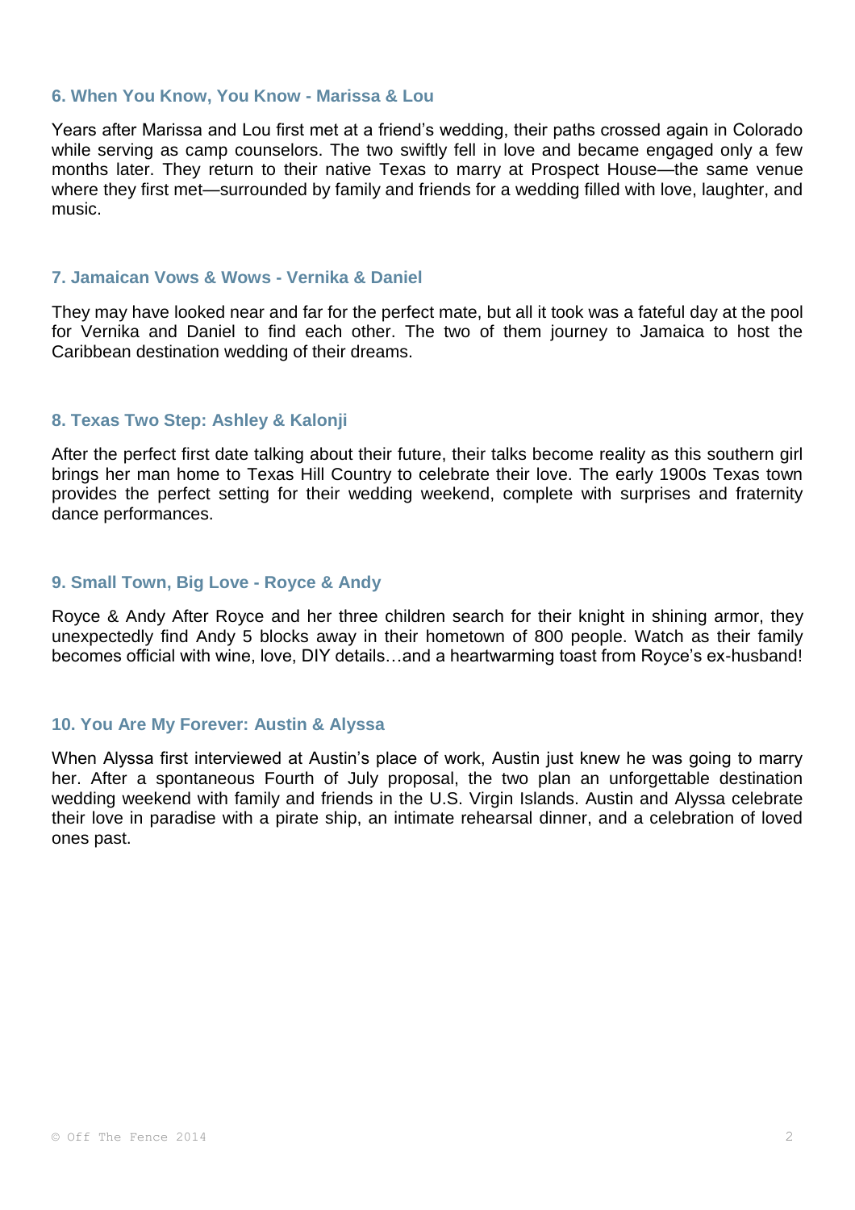### 6. When You Know, You Know - Marissa & Lou

Years after Marissa and Lou first met at a friend's wedding, their paths crossed again in Colorado while serving as camp counselors. The two swiftly fell in love and became engaged only a few months later. They return to their native Texas to marry at Prospect House—the same venue where they first met—surrounded by family and friends for a wedding filled with love, laughter, and music.

### 7. Jamaican Vows & Wows - Vernika & Daniel

They may have looked near and far for the perfect mate, but all it took was a fateful day at the pool for Vernika and Daniel to find each other. The two of them journey to Jamaica to host the Caribbean destination wedding of their dreams.

### 8. Texas Two Step: Ashley & Kalonji

After the perfect first date talking about their future, their talks become reality as this southern girl brings her man home to Texas Hill Country to celebrate their love. The early 1900s Texas town provides the perfect setting for their wedding weekend, complete with surprises and fraternity dance performances.

### 9. Small Town, Big Love - Royce & Andy

Royce & Andy After Royce and her three children search for their knight in shining armor, they unexpectedly find Andy 5 blocks away in their hometown of 800 people. Watch as their family becomes official with wine, love, DIY details…and a heartwarming toast from Royce's ex-husband!

### 10. You Are My Forever: Austin & Alyssa

When Alyssa first interviewed at Austin's place of work, Austin just knew he was going to marry her. After a spontaneous Fourth of July proposal, the two plan an unforgettable destination wedding weekend with family and friends in the U.S. Virgin Islands. Austin and Alyssa celebrate their love in paradise with a pirate ship, an intimate rehearsal dinner, and a celebration of loved ones past.